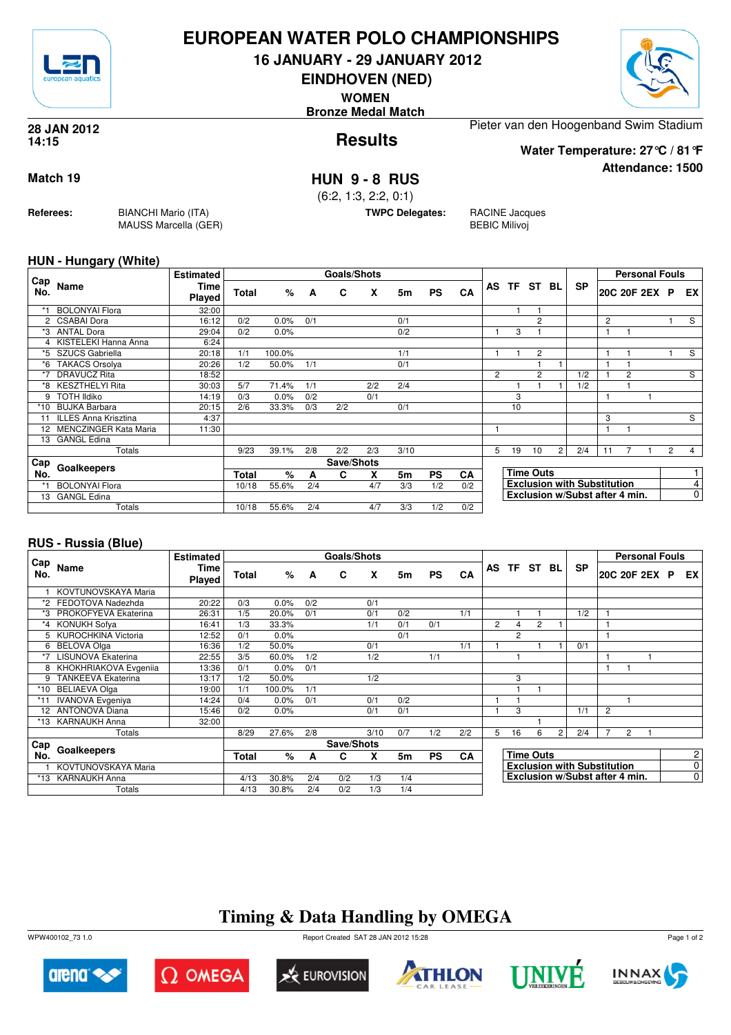# EUROPEAN WATER POLO CHAMPIONSHIPS

## 16 JANUARY - 29 JANUARY 2012

## EINDHOVEN (NED)

**WOMEN**

**Bronze Medal Match**

**28 JAN 2012**
**14:15**

## Results

Pieter van den Hoogenband Swim Stadium

**Water Temperature: 27°C / 81°F**

**Attendance: 1500**

**Match 19**

## HUN 9 - 8 RUS

(6:2, 1:3, 2:2, 0:1)

**Referees:** BIANCHI Mario (ITA), MAUSS Marcella (GER)

**TWPC Delegates:** RACINE Jacques, BEBIC Milivoj

### HUN - Hungary (White)

| Cap No. | Name | Estimated Time Played | Total | % | A | C | X | 5m | PS | CA | AS | TF | ST | BL | SP | 20C | 20F | 2EX | P | EX |
|---|---|---|---|---|---|---|---|---|---|---|---|---|---|---|---|---|---|---|---|---|
| *1 | BOLONYAI Flora | 32:00 | | | | | | | | | | 1 | 1 | | | | | | | |
| 2 | CSABAI Dora | 16:12 | 0/2 | 0.0% | 0/1 | | | 0/1 | | | | | 2 | | | 2 | | | 1 | S |
| *3 | ANTAL Dora | 29:04 | 0/2 | 0.0% | | | | 0/2 | | | 1 | 3 | 1 | | | 1 | 1 | | | |
| 4 | KISTELEKI Hanna Anna | 6:24 | | | | | | | | | | | | | | | | | | |
| *5 | SZUCS Gabriella | 20:18 | 1/1 | 100.0% | | | | 1/1 | | | 1 | 1 | 2 | | | 1 | 1 | | 1 | S |
| *6 | TAKACS Orsolya | 20:26 | 1/2 | 50.0% | 1/1 | | | 0/1 | | | | | 1 | 1 | | 1 | 1 | | | |
| *7 | DRAVUCZ Rita | 18:52 | | | | | | | | | 2 | | 2 | | 1/2 | 1 | 2 | | | S |
| *8 | KESZTHELYI Rita | 30:03 | 5/7 | 71.4% | 1/1 | | 2/2 | 2/4 | | | | 1 | 1 | 1 | 1/2 | | 1 | | | |
| 9 | TOTH Ildiko | 14:19 | 0/3 | 0.0% | 0/2 | | 0/1 | | | | | 3 | | | | 1 | | 1 | | |
| *10 | BUJKA Barbara | 20:15 | 2/6 | 33.3% | 0/3 | 2/2 | | 0/1 | | | | 10 | | | | | | | | |
| 11 | ILLES Anna Krisztina | 4:37 | | | | | | | | | | | | | | 3 | | | | S |
| 12 | MENCZINGER Kata Maria | 11:30 | | | | | | | | | 1 | | | | | 1 | 1 | | | |
| 13 | GANGL Edina | | | | | | | | | | | | | | | | | | | |
| | Totals | | 9/23 | 39.1% | 2/8 | 2/2 | 2/3 | 3/10 | | | 5 | 19 | 10 | 2 | 2/4 | 11 | 7 | 1 | 2 | 4 |

| Cap No. | Goalkeepers | Total | % | A | C | X | 5m | PS | CA |
|---|---|---|---|---|---|---|---|---|---|
| *1 | BOLONYAI Flora | 10/18 | 55.6% | 2/4 | | 4/7 | 3/3 | 1/2 | 0/2 |
| 13 | GANGL Edina | | | | | | | | |
| | Totals | 10/18 | 55.6% | 2/4 | | 4/7 | 3/3 | 1/2 | 0/2 |

| | |
|---|---|
| Time Outs | 1 |
| Exclusion with Substitution | 4 |
| Exclusion w/Subst after 4 min. | 0 |

### RUS - Russia (Blue)

| Cap No. | Name | Estimated Time Played | Total | % | A | C | X | 5m | PS | CA | AS | TF | ST | BL | SP | 20C | 20F | 2EX | P | EX |
|---|---|---|---|---|---|---|---|---|---|---|---|---|---|---|---|---|---|---|---|---|
| 1 | KOVTUNOVSKAYA Maria | | | | | | | | | | | | | | | | | | | |
| *2 | FEDOTOVA Nadezhda | 20:22 | 0/3 | 0.0% | 0/2 | | 0/1 | | | | | | | | | | | | | |
| *3 | PROKOFYEVA Ekaterina | 26:31 | 1/5 | 20.0% | 0/1 | | 0/1 | 0/2 | | 1/1 | | 1 | 1 | | 1/2 | 1 | | | | |
| *4 | KONUKH Sofya | 16:41 | 1/3 | 33.3% | | | 1/1 | 0/1 | 0/1 | | 2 | 4 | 2 | 1 | | 1 | | | | |
| 5 | KUROCHKINA Victoria | 12:52 | 0/1 | 0.0% | | | | 0/1 | | | | 2 | | | | 1 | | | | |
| 6 | BELOVA Olga | 16:36 | 1/2 | 50.0% | | | 0/1 | | | 1/1 | 1 | | 1 | 1 | 0/1 | | | | | |
| *7 | LISUNOVA Ekaterina | 22:55 | 3/5 | 60.0% | 1/2 | | 1/2 | | 1/1 | | | 1 | | | | 1 | | 1 | | |
| 8 | KHOKHRIAKOVA Evgeniia | 13:36 | 0/1 | 0.0% | 0/1 | | | | | | | | | | | 1 | 1 | | | |
| 9 | TANKEEVA Ekaterina | 13:17 | 1/2 | 50.0% | | | 1/2 | | | | | 3 | | | | | | | | |
| *10 | BELIAEVA Olga | 19:00 | 1/1 | 100.0% | 1/1 | | | | | | | 1 | 1 | | | | | | | |
| *11 | IVANOVA Evgeniya | 14:24 | 0/4 | 0.0% | 0/1 | | 0/1 | 0/2 | | | 1 | 1 | | | | | 1 | | | |
| 12 | ANTONOVA Diana | 15:46 | 0/2 | 0.0% | | | 0/1 | 0/1 | | | 1 | 3 | | | 1/1 | 2 | | | | |
| *13 | KARNAUKH Anna | 32:00 | | | | | | | | | | | 1 | | | | | | | |
| | Totals | | 8/29 | 27.6% | 2/8 | | 3/10 | 0/7 | 1/2 | 2/2 | 5 | 16 | 6 | 2 | 2/4 | 7 | 2 | 1 | | |

| Cap No. | Goalkeepers | Total | % | A | C | X | 5m | PS | CA |
|---|---|---|---|---|---|---|---|---|---|
| 1 | KOVTUNOVSKAYA Maria | | | | | | | | |
| *13 | KARNAUKH Anna | 4/13 | 30.8% | 2/4 | 0/2 | 1/3 | 1/4 | | |
| | Totals | 4/13 | 30.8% | 2/4 | 0/2 | 1/3 | 1/4 | | |

| | |
|---|---|
| Time Outs | 2 |
| Exclusion with Substitution | 0 |
| Exclusion w/Subst after 4 min. | 0 |

## Timing & Data Handling by OMEGA

WPW400102_73 1.0 Report Created SAT 28 JAN 2012 15:28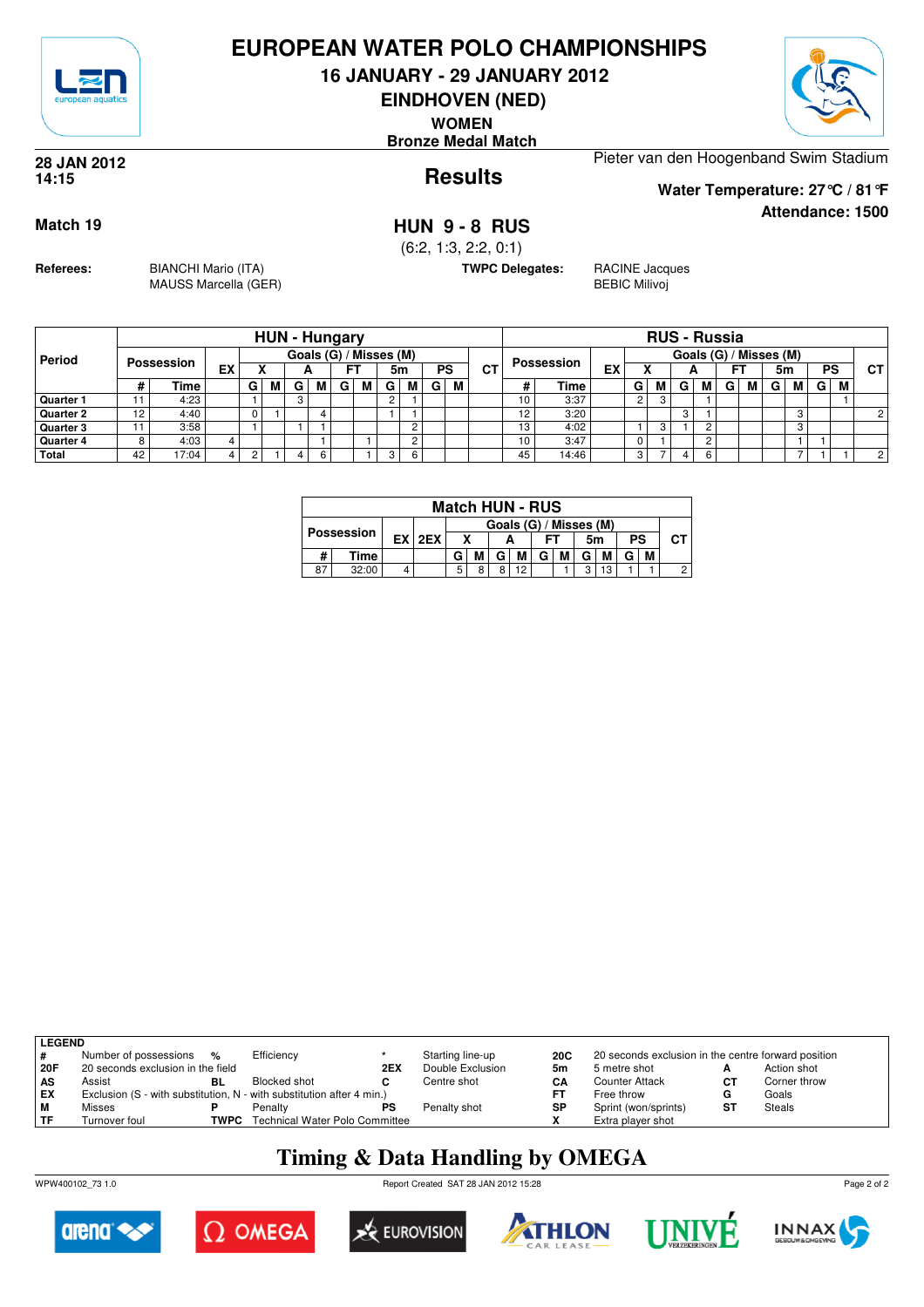# EUROPEAN WATER POLO CHAMPIONSHIPS

**16 JANUARY - 29 JANUARY 2012**

**EINDHOVEN (NED)**

**WOMEN**

**Bronze Medal Match**

**28 JAN 2012**
**14:15**

## Results

Pieter van den Hoogenband Swim Stadium

**Water Temperature: 27°C / 81°F**

**Attendance: 1500**

**Match 19**

## HUN 9 - 8 RUS

(6:2, 1:3, 2:2, 0:1)

**Referees:** BIANCHI Mario (ITA), MAUSS Marcella (GER)

**TWPC Delegates:** RACINE Jacques, BEBIC Milivoj

| Period | HUN - Hungary | | | | | | | | | | | | | | RUS - Russia | | | | | | | | | | | | | |
|---|---|---|---|---|---|---|---|---|---|---|---|---|---|---|---|---|---|---|---|---|---|---|---|---|---|---|---|---|
| | Possession | | EX | Goals (G) / Misses (M) | | | | | | | | | | CT | Possession | | EX | Goals (G) / Misses (M) | | | | | | | | | | CT |
| | | | | X | | A | | FT | | 5m | | PS | | | | | | X | | A | | FT | | 5m | | PS | | |
| | # | Time | | G | M | G | M | G | M | G | M | G | M | | # | Time | | G | M | G | M | G | M | G | M | G | M | |
| Quarter 1 | 11 | 4:23 | | 1 | | 3 | | | | 2 | 1 | | | | 10 | 3:37 | | 2 | 3 | | 1 | | | | | | 1 | |
| Quarter 2 | 12 | 4:40 | | 0 | 1 | | 4 | | | 1 | 1 | | | | 12 | 3:20 | | | | 3 | 1 | | | | 3 | | | 2 |
| Quarter 3 | 11 | 3:58 | | 1 | | 1 | 1 | | | | 2 | | | | 13 | 4:02 | | 1 | 3 | 1 | 2 | | | | 3 | | | |
| Quarter 4 | 8 | 4:03 | 4 | | | | 1 | | 1 | | 2 | | | | 10 | 3:47 | | 0 | 1 | | 2 | | | | 1 | 1 | | |
| Total | 42 | 17:04 | 4 | 2 | 1 | 4 | 6 | | 1 | 3 | 6 | | | | 45 | 14:46 | | 3 | 7 | 4 | 6 | | | | 7 | 1 | 1 | 2 |

| Match HUN - RUS | | | | | | | | | | | | | | |
|---|---|---|---|---|---|---|---|---|---|---|---|---|---|---|
| Possession | | EX | 2EX | Goals (G) / Misses (M) | | | | | | | | | | CT |
| | | | | X | | A | | FT | | 5m | | PS | | |
| # | Time | | | G | M | G | M | G | M | G | M | G | M | |
| 87 | 32:00 | 4 | | 5 | 8 | 8 | 12 | | 1 | 3 | 13 | 1 | 1 | 2 |

**LEGEND**

| | | | | | | | |
|---|---|---|---|---|---|---|---|
| # | Number of possessions | % | Efficiency | * | Starting line-up | 20C | 20 seconds exclusion in the centre forward position |
| 20F | 20 seconds exclusion in the field | | | 2EX | Double Exclusion | 5m | 5 metre shot | A | Action shot |
| AS | Assist | BL | Blocked shot | C | Centre shot | CA | Counter Attack | CT | Corner throw |
| EX | Exclusion (S - with substitution, N - with substitution after 4 min.) | | | | | FT | Free throw | G | Goals |
| M | Misses | P | Penalty | PS | Penalty shot | SP | Sprint (won/sprints) | ST | Steals |
| TF | Turnover foul | TWPC | Technical Water Polo Committee | | | X | Extra player shot | | |

## Timing & Data Handling by OMEGA

WPW400102_73 1.0 Report Created SAT 28 JAN 2012 15:28